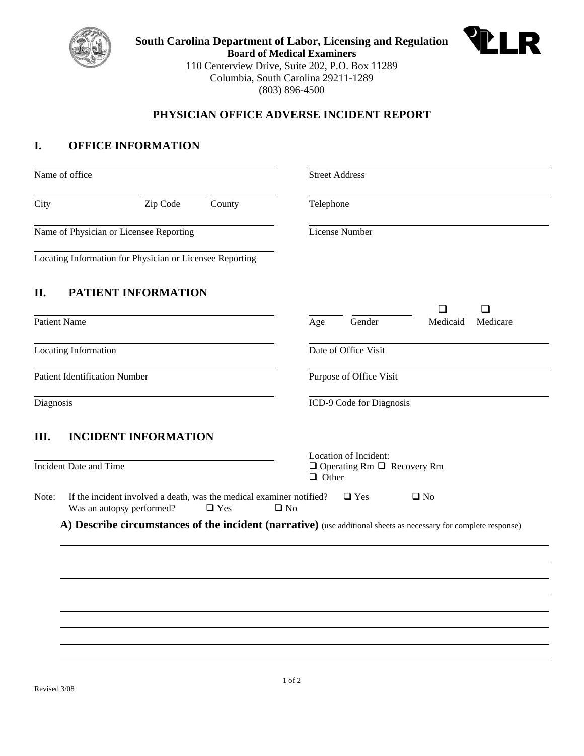**South Carolina Department of Labor, Licensing and Regulation**
**Board of Medical Examiners**
110 Centerview Drive, Suite 202, P.O. Box 11289
Columbia, South Carolina 29211-1289
(803) 896-4500

# PHYSICIAN OFFICE ADVERSE INCIDENT REPORT

## I. OFFICE INFORMATION

Name of office: ______________________

Street Address: ______________________

City: ______________ Zip Code: __________ County: __________

Telephone: ______________________

Name of Physician or Licensee Reporting: ______________________

License Number: ______________________

Locating Information for Physician or Licensee Reporting: ______________________

## II. PATIENT INFORMATION

Patient Name: ______________________

Age: ______ Gender: ________ ❑ Medicaid ❑ Medicare

Locating Information: ______________________

Date of Office Visit: ______________________

Patient Identification Number: ______________________

Purpose of Office Visit: ______________________

Diagnosis: ______________________

ICD-9 Code for Diagnosis: ______________________

## III. INCIDENT INFORMATION

Incident Date and Time: ______________________

Location of Incident:
❑ Operating Rm ❑ Recovery Rm
❑ Other

Note: If the incident involved a death, was the medical examiner notified? ❑ Yes ❑ No
Was an autopsy performed? ❑ Yes ❑ No

**A) Describe circumstances of the incident (narrative)** (use additional sheets as necessary for complete response)

______________________

______________________

______________________

______________________

______________________

______________________

______________________

Revised 3/08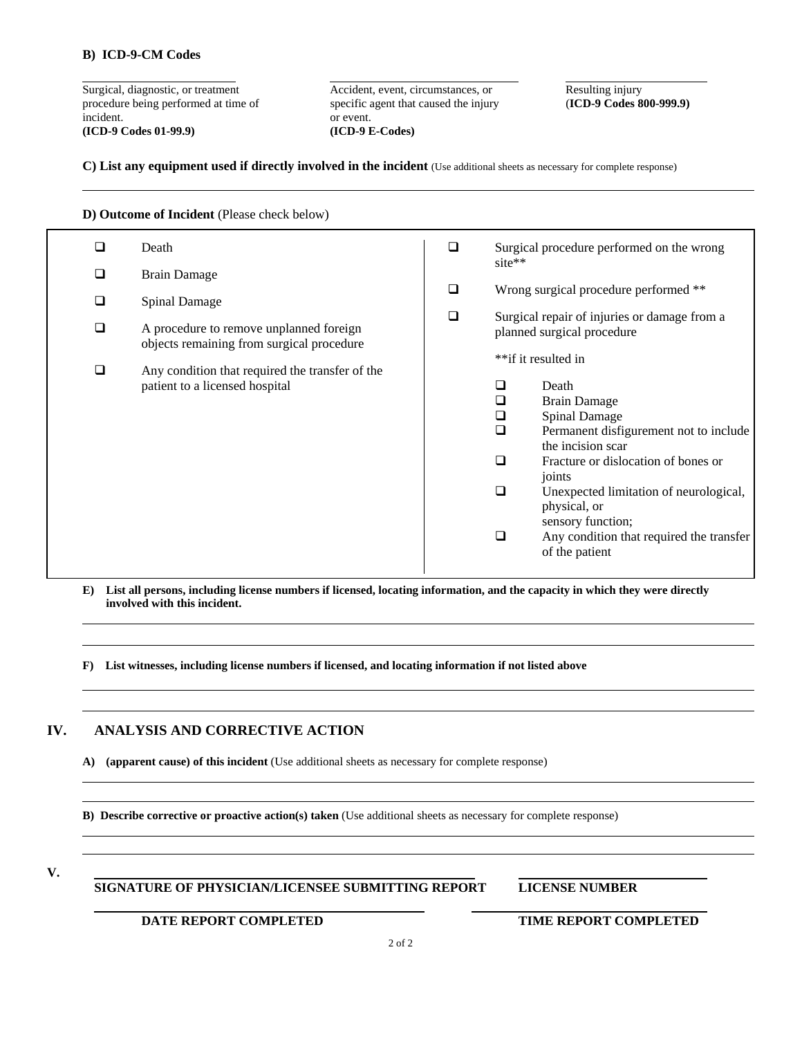**B) ICDCM Codes**

B) ICD-9-CM Codes

| Surgical, diagnostic, or treatment procedure being performed at time of incident. **(ICD-9 Codes 01-99.9)** | Accident, event, circumstances, or specific agent that caused the injury or event. **(ICD-9 E-Codes)** | Resulting injury (**ICD-9 Codes 800-999.9)** |
|---|---|---|
| | | |

**C) List any equipment used if directly involved in the incident** (Use additional sheets as necessary for complete response)

**D) Outcome of Incident** (Please check below)

- ❑ Death
- ❑ Brain Damage
- ❑ Spinal Damage
- ❑ A procedure to remove unplanned foreign objects remaining from surgical procedure
- ❑ Any condition that required the transfer of the patient to a licensed hospital

- ❑ Surgical procedure performed on the wrong site**
- ❑ Wrong surgical procedure performed **
- ❑ Surgical repair of injuries or damage from a planned surgical procedure

**if it resulted in

- ❑ Death
- ❑ Brain Damage
- ❑ Spinal Damage
- ❑ Permanent disfigurement not to include the incision scar
- ❑ Fracture or dislocation of bones or joints
- ❑ Unexpected limitation of neurological, physical, or sensory function;
- ❑ Any condition that required the transfer of the patient

**E) List all persons, including license numbers if licensed, locating information, and the capacity in which they were directly involved with this incident.**

**F) List witnesses, including license numbers if licensed, and locating information if not listed above**

## IV. ANALYSIS AND CORRECTIVE ACTION

**A) (apparent cause) of this incident** (Use additional sheets as necessary for complete response)

**B) Describe corrective or proactive action(s) taken** (Use additional sheets as necessary for complete response)

## V.

**SIGNATURE OF PHYSICIAN/LICENSEE SUBMITTING REPORT** | **LICENSE NUMBER**

**DATE REPORT COMPLETED** | **TIME REPORT COMPLETED**

**B) ICD-9-CM Codes**

| Surgical, diagnostic, or treatment procedure being performed at time of incident. **(ICD-9 Codes 01-99.9)** | Accident, event, circumstances, or specific agent that caused the injury or event. **(ICD-9 E-Codes)** | Resulting injury (**ICD-9 Codes 800-999.9)** |
|---|---|---|
| | | |

**C) List any equipment used if directly involved in the incident** (Use additional sheets as necessary for complete response)

**D) Outcome of Incident** (Please check below)

- ❑ Death
- ❑ Brain Damage
- ❑ Spinal Damage
- ❑ A procedure to remove unplanned foreign objects remaining from surgical procedure
- ❑ Any condition that required the transfer of the patient to a licensed hospital

- ❑ Surgical procedure performed on the wrong site**
- ❑ Wrong surgical procedure performed **
- ❑ Surgical repair of injuries or damage from a planned surgical procedure

**if it resulted in

- ❑ Death
- ❑ Brain Damage
- ❑ Spinal Damage
- ❑ Permanent disfigurement not to include the incision scar
- ❑ Fracture or dislocation of bones or joints
- ❑ Unexpected limitation of neurological, physical, or sensory function;
- ❑ Any condition that required the transfer of the patient

**E) List all persons, including license numbers if licensed, locating information, and the capacity in which they were directly involved with this incident.**

**F) List witnesses, including license numbers if licensed, and locating information if not listed above**

## IV. ANALYSIS AND CORRECTIVE ACTION

**A) (apparent cause) of this incident** (Use additional sheets as necessary for complete response)

**B) Describe corrective or proactive action(s) taken** (Use additional sheets as necessary for complete response)

## V.

**SIGNATURE OF PHYSICIAN/LICENSEE SUBMITTING REPORT** | **LICENSE NUMBER**

**DATE REPORT COMPLETED** | **TIME REPORT COMPLETED**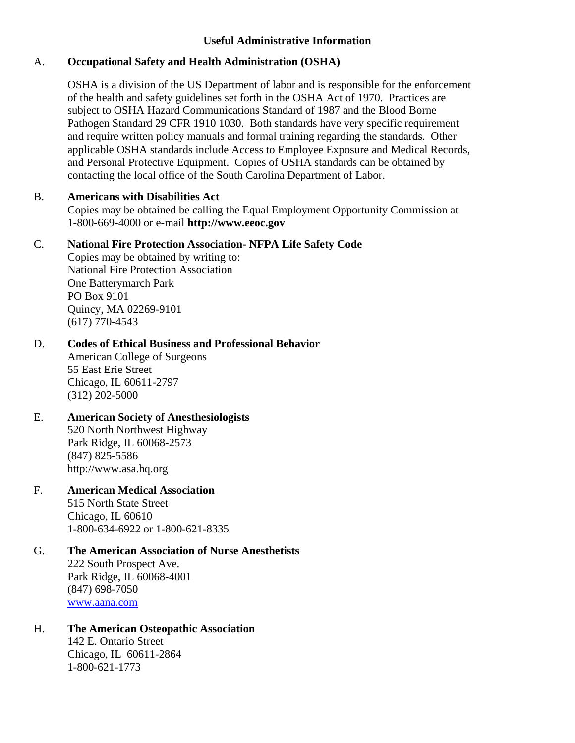# Useful Administrative Information

A. **Occupational Safety and Health Administration (OSHA)**

OSHA is a division of the US Department of labor and is responsible for the enforcement of the health and safety guidelines set forth in the OSHA Act of 1970. Practices are subject to OSHA Hazard Communications Standard of 1987 and the Blood Borne Pathogen Standard 29 CFR 1910 1030. Both standards have very specific requirement and require written policy manuals and formal training regarding the standards. Other applicable OSHA standards include Access to Employee Exposure and Medical Records, and Personal Protective Equipment. Copies of OSHA standards can be obtained by contacting the local office of the South Carolina Department of Labor.

B. **Americans with Disabilities Act**

Copies may be obtained be calling the Equal Employment Opportunity Commission at 1-800-669-4000 or e-mail **http://www.eeoc.gov**

C. **National Fire Protection Association- NFPA Life Safety Code**

Copies may be obtained by writing to:
National Fire Protection Association
One Batterymarch Park
PO Box 9101
Quincy, MA 02269-9101
(617) 770-4543

D. **Codes of Ethical Business and Professional Behavior**

American College of Surgeons
55 East Erie Street
Chicago, IL 60611-2797
(312) 202-5000

E. **American Society of Anesthesiologists**

520 North Northwest Highway
Park Ridge, IL 60068-2573
(847) 825-5586
http://www.asa.hq.org

F. **American Medical Association**

515 North State Street
Chicago, IL 60610
1-800-634-6922 or 1-800-621-8335

G. **The American Association of Nurse Anesthetists**

222 South Prospect Ave.
Park Ridge, IL 60068-4001
(847) 698-7050
www.aana.com

H. **The American Osteopathic Association**

142 E. Ontario Street
Chicago, IL 60611-2864
1-800-621-1773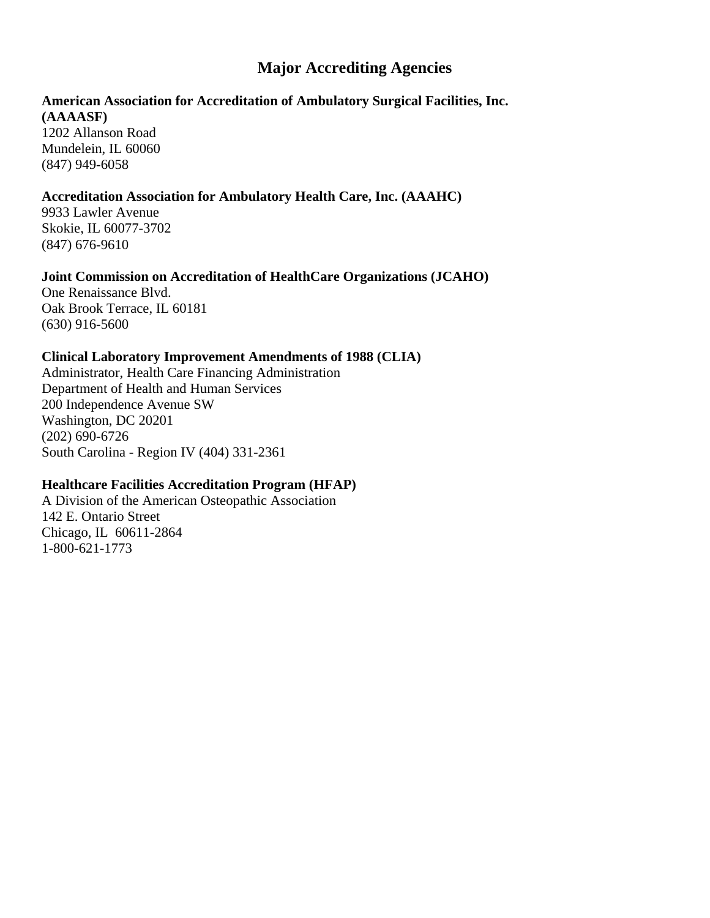# Major Accrediting Agencies

**American Association for Accreditation of Ambulatory Surgical Facilities, Inc. (AAAASF)**
1202 Allanson Road
Mundelein, IL 60060
(847) 949-6058

**Accreditation Association for Ambulatory Health Care, Inc. (AAAHC)**
9933 Lawler Avenue
Skokie, IL 60077-3702
(847) 676-9610

**Joint Commission on Accreditation of HealthCare Organizations (JCAHO)**
One Renaissance Blvd.
Oak Brook Terrace, IL 60181
(630) 916-5600

**Clinical Laboratory Improvement Amendments of 1988 (CLIA)**
Administrator, Health Care Financing Administration
Department of Health and Human Services
200 Independence Avenue SW
Washington, DC 20201
(202) 690-6726
South Carolina - Region IV (404) 331-2361

**Healthcare Facilities Accreditation Program (HFAP)**
A Division of the American Osteopathic Association
142 E. Ontario Street
Chicago, IL 60611-2864
1-800-621-1773